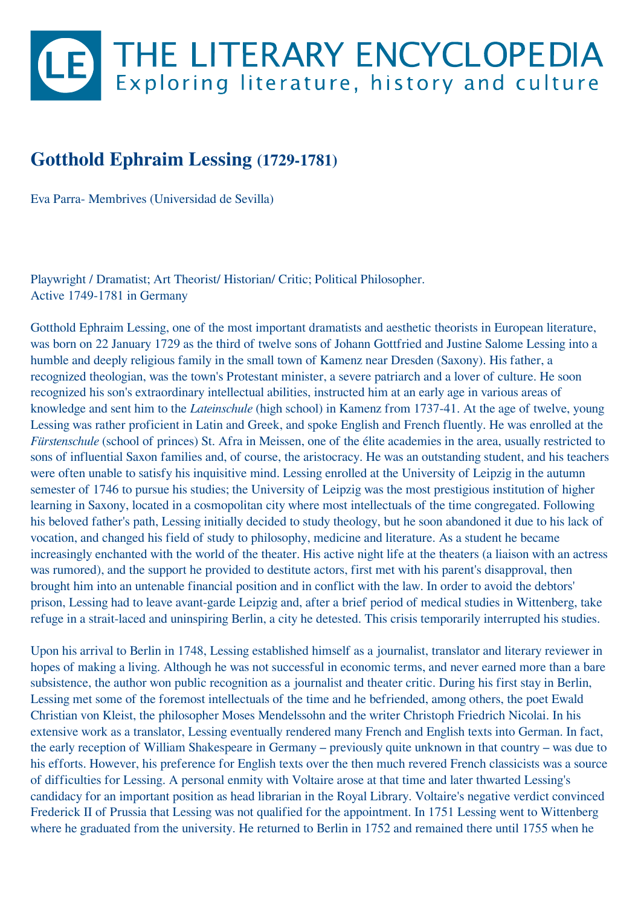# THE LITERARY ENCYCLOPEDIA

Exploring literature, history and culture

## Gotthold Ephraim Lessing (1729-1781)

Eva Parra- Membrives (Universidad de Sevilla)

Playwright / Dramatist; Art Theorist/ Historian/ Critic; Political Philosopher.
Active 1749-1781 in Germany

Gotthold Ephraim Lessing, one of the most important dramatists and aesthetic theorists in European literature, was born on 22 January 1729 as the third of twelve sons of Johann Gottfried and Justine Salome Lessing into a humble and deeply religious family in the small town of Kamenz near Dresden (Saxony). His father, a recognized theologian, was the town's Protestant minister, a severe patriarch and a lover of culture. He soon recognized his son's extraordinary intellectual abilities, instructed him at an early age in various areas of knowledge and sent him to the *Lateinschule* (high school) in Kamenz from 1737-41. At the age of twelve, young Lessing was rather proficient in Latin and Greek, and spoke English and French fluently. He was enrolled at the *Fürstenschule* (school of princes) St. Afra in Meissen, one of the élite academies in the area, usually restricted to sons of influential Saxon families and, of course, the aristocracy. He was an outstanding student, and his teachers were often unable to satisfy his inquisitive mind. Lessing enrolled at the University of Leipzig in the autumn semester of 1746 to pursue his studies; the University of Leipzig was the most prestigious institution of higher learning in Saxony, located in a cosmopolitan city where most intellectuals of the time congregated. Following his beloved father's path, Lessing initially decided to study theology, but he soon abandoned it due to his lack of vocation, and changed his field of study to philosophy, medicine and literature. As a student he became increasingly enchanted with the world of the theater. His active night life at the theaters (a liaison with an actress was rumored), and the support he provided to destitute actors, first met with his parent's disapproval, then brought him into an untenable financial position and in conflict with the law. In order to avoid the debtors' prison, Lessing had to leave avant-garde Leipzig and, after a brief period of medical studies in Wittenberg, take refuge in a strait-laced and uninspiring Berlin, a city he detested. This crisis temporarily interrupted his studies.

Upon his arrival to Berlin in 1748, Lessing established himself as a journalist, translator and literary reviewer in hopes of making a living. Although he was not successful in economic terms, and never earned more than a bare subsistence, the author won public recognition as a journalist and theater critic. During his first stay in Berlin, Lessing met some of the foremost intellectuals of the time and he befriended, among others, the poet Ewald Christian von Kleist, the philosopher Moses Mendelssohn and the writer Christoph Friedrich Nicolai. In his extensive work as a translator, Lessing eventually rendered many French and English texts into German. In fact, the early reception of William Shakespeare in Germany – previously quite unknown in that country – was due to his efforts. However, his preference for English texts over the then much revered French classicists was a source of difficulties for Lessing. A personal enmity with Voltaire arose at that time and later thwarted Lessing's candidacy for an important position as head librarian in the Royal Library. Voltaire's negative verdict convinced Frederick II of Prussia that Lessing was not qualified for the appointment. In 1751 Lessing went to Wittenberg where he graduated from the university. He returned to Berlin in 1752 and remained there until 1755 when he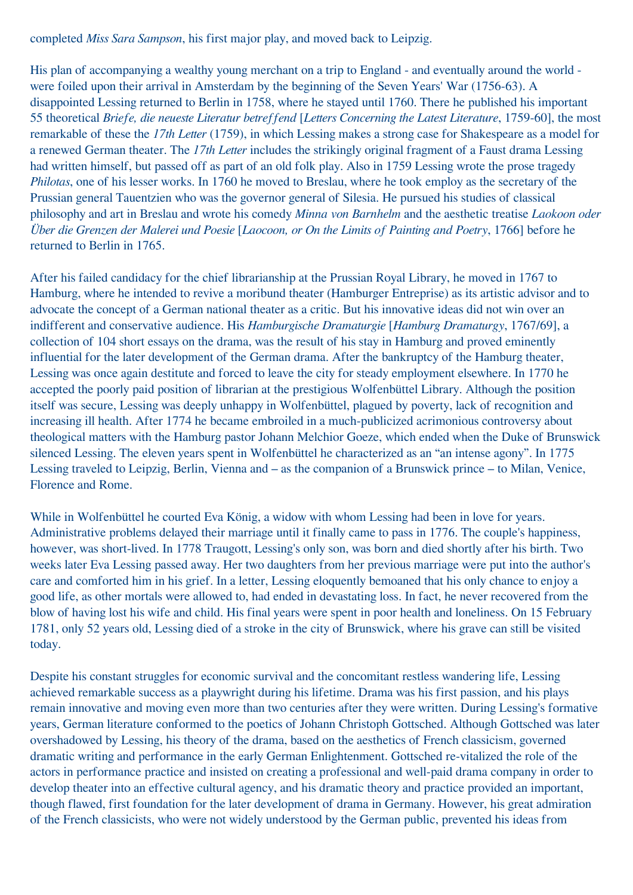completed *Miss Sara Sampson*, his first major play, and moved back to Leipzig.

His plan of accompanying a wealthy young merchant on a trip to England - and eventually around the world - were foiled upon their arrival in Amsterdam by the beginning of the Seven Years' War (1756-63). A disappointed Lessing returned to Berlin in 1758, where he stayed until 1760. There he published his important 55 theoretical *Briefe, die neueste Literatur betreffend* [*Letters Concerning the Latest Literature*, 1759-60], the most remarkable of these the *17th Letter* (1759), in which Lessing makes a strong case for Shakespeare as a model for a renewed German theater. The *17th Letter* includes the strikingly original fragment of a Faust drama Lessing had written himself, but passed off as part of an old folk play. Also in 1759 Lessing wrote the prose tragedy *Philotas*, one of his lesser works. In 1760 he moved to Breslau, where he took employ as the secretary of the Prussian general Tauentzien who was the governor general of Silesia. He pursued his studies of classical philosophy and art in Breslau and wrote his comedy *Minna von Barnhelm* and the aesthetic treatise *Laokoon oder Über die Grenzen der Malerei und Poesie* [*Laocoon, or On the Limits of Painting and Poetry*, 1766] before he returned to Berlin in 1765.

After his failed candidacy for the chief librarianship at the Prussian Royal Library, he moved in 1767 to Hamburg, where he intended to revive a moribund theater (Hamburger Entreprise) as its artistic advisor and to advocate the concept of a German national theater as a critic. But his innovative ideas did not win over an indifferent and conservative audience. His *Hamburgische Dramaturgie* [*Hamburg Dramaturgy*, 1767/69], a collection of 104 short essays on the drama, was the result of his stay in Hamburg and proved eminently influential for the later development of the German drama. After the bankruptcy of the Hamburg theater, Lessing was once again destitute and forced to leave the city for steady employment elsewhere. In 1770 he accepted the poorly paid position of librarian at the prestigious Wolfenbüttel Library. Although the position itself was secure, Lessing was deeply unhappy in Wolfenbüttel, plagued by poverty, lack of recognition and increasing ill health. After 1774 he became embroiled in a much-publicized acrimonious controversy about theological matters with the Hamburg pastor Johann Melchior Goeze, which ended when the Duke of Brunswick silenced Lessing. The eleven years spent in Wolfenbüttel he characterized as an "an intense agony". In 1775 Lessing traveled to Leipzig, Berlin, Vienna and – as the companion of a Brunswick prince – to Milan, Venice, Florence and Rome.

While in Wolfenbüttel he courted Eva König, a widow with whom Lessing had been in love for years. Administrative problems delayed their marriage until it finally came to pass in 1776. The couple's happiness, however, was short-lived. In 1778 Traugott, Lessing's only son, was born and died shortly after his birth. Two weeks later Eva Lessing passed away. Her two daughters from her previous marriage were put into the author's care and comforted him in his grief. In a letter, Lessing eloquently bemoaned that his only chance to enjoy a good life, as other mortals were allowed to, had ended in devastating loss. In fact, he never recovered from the blow of having lost his wife and child. His final years were spent in poor health and loneliness. On 15 February 1781, only 52 years old, Lessing died of a stroke in the city of Brunswick, where his grave can still be visited today.

Despite his constant struggles for economic survival and the concomitant restless wandering life, Lessing achieved remarkable success as a playwright during his lifetime. Drama was his first passion, and his plays remain innovative and moving even more than two centuries after they were written. During Lessing's formative years, German literature conformed to the poetics of Johann Christoph Gottsched. Although Gottsched was later overshadowed by Lessing, his theory of the drama, based on the aesthetics of French classicism, governed dramatic writing and performance in the early German Enlightenment. Gottsched re-vitalized the role of the actors in performance practice and insisted on creating a professional and well-paid drama company in order to develop theater into an effective cultural agency, and his dramatic theory and practice provided an important, though flawed, first foundation for the later development of drama in Germany. However, his great admiration of the French classicists, who were not widely understood by the German public, prevented his ideas from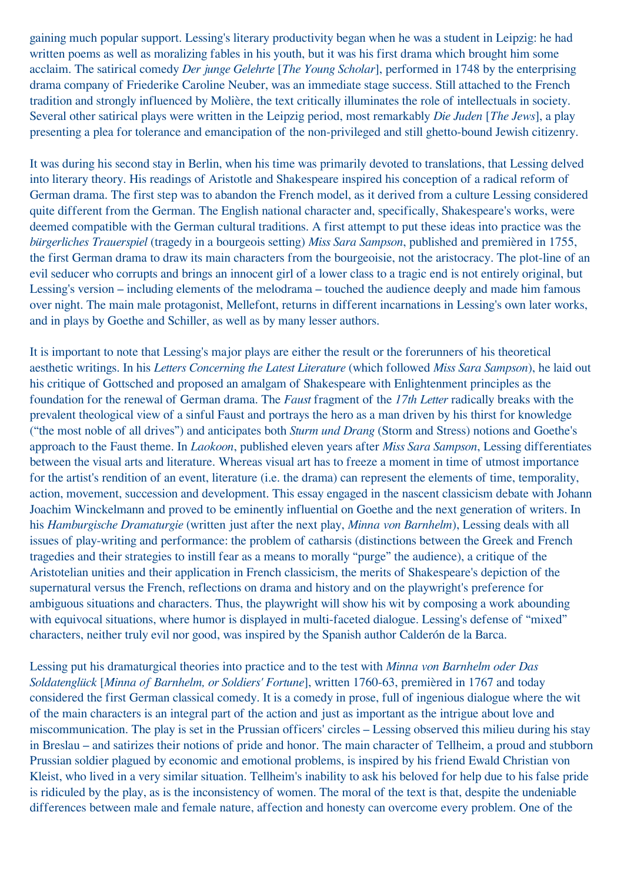gaining much popular support. Lessing's literary productivity began when he was a student in Leipzig: he had written poems as well as moralizing fables in his youth, but it was his first drama which brought him some acclaim. The satirical comedy *Der junge Gelehrte* [*The Young Scholar*], performed in 1748 by the enterprising drama company of Friederike Caroline Neuber, was an immediate stage success. Still attached to the French tradition and strongly influenced by Molière, the text critically illuminates the role of intellectuals in society. Several other satirical plays were written in the Leipzig period, most remarkably *Die Juden* [*The Jews*], a play presenting a plea for tolerance and emancipation of the non-privileged and still ghetto-bound Jewish citizenry.

It was during his second stay in Berlin, when his time was primarily devoted to translations, that Lessing delved into literary theory. His readings of Aristotle and Shakespeare inspired his conception of a radical reform of German drama. The first step was to abandon the French model, as it derived from a culture Lessing considered quite different from the German. The English national character and, specifically, Shakespeare's works, were deemed compatible with the German cultural traditions. A first attempt to put these ideas into practice was the *bürgerliches Trauerspiel* (tragedy in a bourgeois setting) *Miss Sara Sampson*, published and premièred in 1755, the first German drama to draw its main characters from the bourgeoisie, not the aristocracy. The plot-line of an evil seducer who corrupts and brings an innocent girl of a lower class to a tragic end is not entirely original, but Lessing's version – including elements of the melodrama – touched the audience deeply and made him famous over night. The main male protagonist, Mellefont, returns in different incarnations in Lessing's own later works, and in plays by Goethe and Schiller, as well as by many lesser authors.

It is important to note that Lessing's major plays are either the result or the forerunners of his theoretical aesthetic writings. In his *Letters Concerning the Latest Literature* (which followed *Miss Sara Sampson*), he laid out his critique of Gottsched and proposed an amalgam of Shakespeare with Enlightenment principles as the foundation for the renewal of German drama. The *Faust* fragment of the *17th Letter* radically breaks with the prevalent theological view of a sinful Faust and portrays the hero as a man driven by his thirst for knowledge ("the most noble of all drives") and anticipates both *Sturm und Drang* (Storm and Stress) notions and Goethe's approach to the Faust theme. In *Laokoon*, published eleven years after *Miss Sara Sampson*, Lessing differentiates between the visual arts and literature. Whereas visual art has to freeze a moment in time of utmost importance for the artist's rendition of an event, literature (i.e. the drama) can represent the elements of time, temporality, action, movement, succession and development. This essay engaged in the nascent classicism debate with Johann Joachim Winckelmann and proved to be eminently influential on Goethe and the next generation of writers. In his *Hamburgische Dramaturgie* (written just after the next play, *Minna von Barnhelm*), Lessing deals with all issues of play-writing and performance: the problem of catharsis (distinctions between the Greek and French tragedies and their strategies to instill fear as a means to morally "purge" the audience), a critique of the Aristotelian unities and their application in French classicism, the merits of Shakespeare's depiction of the supernatural versus the French, reflections on drama and history and on the playwright's preference for ambiguous situations and characters. Thus, the playwright will show his wit by composing a work abounding with equivocal situations, where humor is displayed in multi-faceted dialogue. Lessing's defense of "mixed" characters, neither truly evil nor good, was inspired by the Spanish author Calderón de la Barca.

Lessing put his dramaturgical theories into practice and to the test with *Minna von Barnhelm oder Das Soldatenglück* [*Minna of Barnhelm, or Soldiers' Fortune*], written 1760-63, premièred in 1767 and today considered the first German classical comedy. It is a comedy in prose, full of ingenious dialogue where the wit of the main characters is an integral part of the action and just as important as the intrigue about love and miscommunication. The play is set in the Prussian officers' circles – Lessing observed this milieu during his stay in Breslau – and satirizes their notions of pride and honor. The main character of Tellheim, a proud and stubborn Prussian soldier plagued by economic and emotional problems, is inspired by his friend Ewald Christian von Kleist, who lived in a very similar situation. Tellheim's inability to ask his beloved for help due to his false pride is ridiculed by the play, as is the inconsistency of women. The moral of the text is that, despite the undeniable differences between male and female nature, affection and honesty can overcome every problem. One of the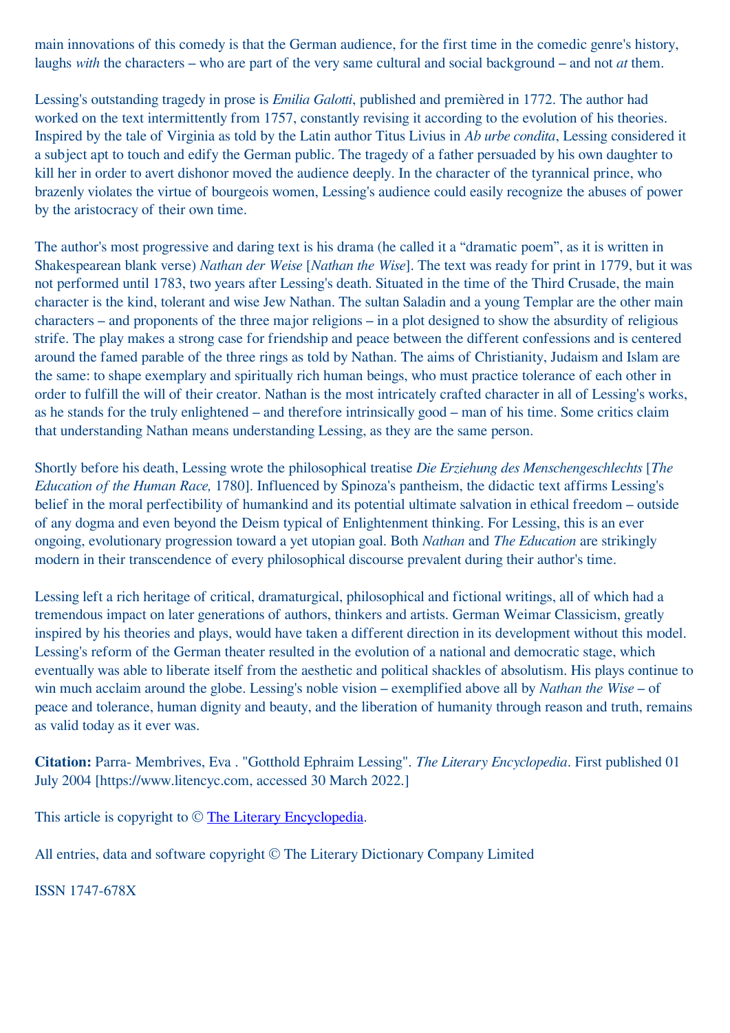main innovations of this comedy is that the German audience, for the first time in the comedic genre's history, laughs *with* the characters – who are part of the very same cultural and social background – and not *at* them.

Lessing's outstanding tragedy in prose is *Emilia Galotti*, published and premièred in 1772. The author had worked on the text intermittently from 1757, constantly revising it according to the evolution of his theories. Inspired by the tale of Virginia as told by the Latin author Titus Livius in *Ab urbe condita*, Lessing considered it a subject apt to touch and edify the German public. The tragedy of a father persuaded by his own daughter to kill her in order to avert dishonor moved the audience deeply. In the character of the tyrannical prince, who brazenly violates the virtue of bourgeois women, Lessing's audience could easily recognize the abuses of power by the aristocracy of their own time.

The author's most progressive and daring text is his drama (he called it a "dramatic poem", as it is written in Shakespearean blank verse) *Nathan der Weise* [*Nathan the Wise*]. The text was ready for print in 1779, but it was not performed until 1783, two years after Lessing's death. Situated in the time of the Third Crusade, the main character is the kind, tolerant and wise Jew Nathan. The sultan Saladin and a young Templar are the other main characters – and proponents of the three major religions – in a plot designed to show the absurdity of religious strife. The play makes a strong case for friendship and peace between the different confessions and is centered around the famed parable of the three rings as told by Nathan. The aims of Christianity, Judaism and Islam are the same: to shape exemplary and spiritually rich human beings, who must practice tolerance of each other in order to fulfill the will of their creator. Nathan is the most intricately crafted character in all of Lessing's works, as he stands for the truly enlightened – and therefore intrinsically good – man of his time. Some critics claim that understanding Nathan means understanding Lessing, as they are the same person.

Shortly before his death, Lessing wrote the philosophical treatise *Die Erziehung des Menschengeschlechts* [*The Education of the Human Race,* 1780]. Influenced by Spinoza's pantheism, the didactic text affirms Lessing's belief in the moral perfectibility of humankind and its potential ultimate salvation in ethical freedom – outside of any dogma and even beyond the Deism typical of Enlightenment thinking. For Lessing, this is an ever ongoing, evolutionary progression toward a yet utopian goal. Both *Nathan* and *The Education* are strikingly modern in their transcendence of every philosophical discourse prevalent during their author's time.

Lessing left a rich heritage of critical, dramaturgical, philosophical and fictional writings, all of which had a tremendous impact on later generations of authors, thinkers and artists. German Weimar Classicism, greatly inspired by his theories and plays, would have taken a different direction in its development without this model. Lessing's reform of the German theater resulted in the evolution of a national and democratic stage, which eventually was able to liberate itself from the aesthetic and political shackles of absolutism. His plays continue to win much acclaim around the globe. Lessing's noble vision – exemplified above all by *Nathan the Wise* – of peace and tolerance, human dignity and beauty, and the liberation of humanity through reason and truth, remains as valid today as it ever was.

**Citation:** Parra- Membrives, Eva . "Gotthold Ephraim Lessing". *The Literary Encyclopedia*. First published 01 July 2004 [https://www.litencyc.com, accessed 30 March 2022.]

This article is copyright to © The Literary Encyclopedia.

All entries, data and software copyright © The Literary Dictionary Company Limited

ISSN 1747-678X